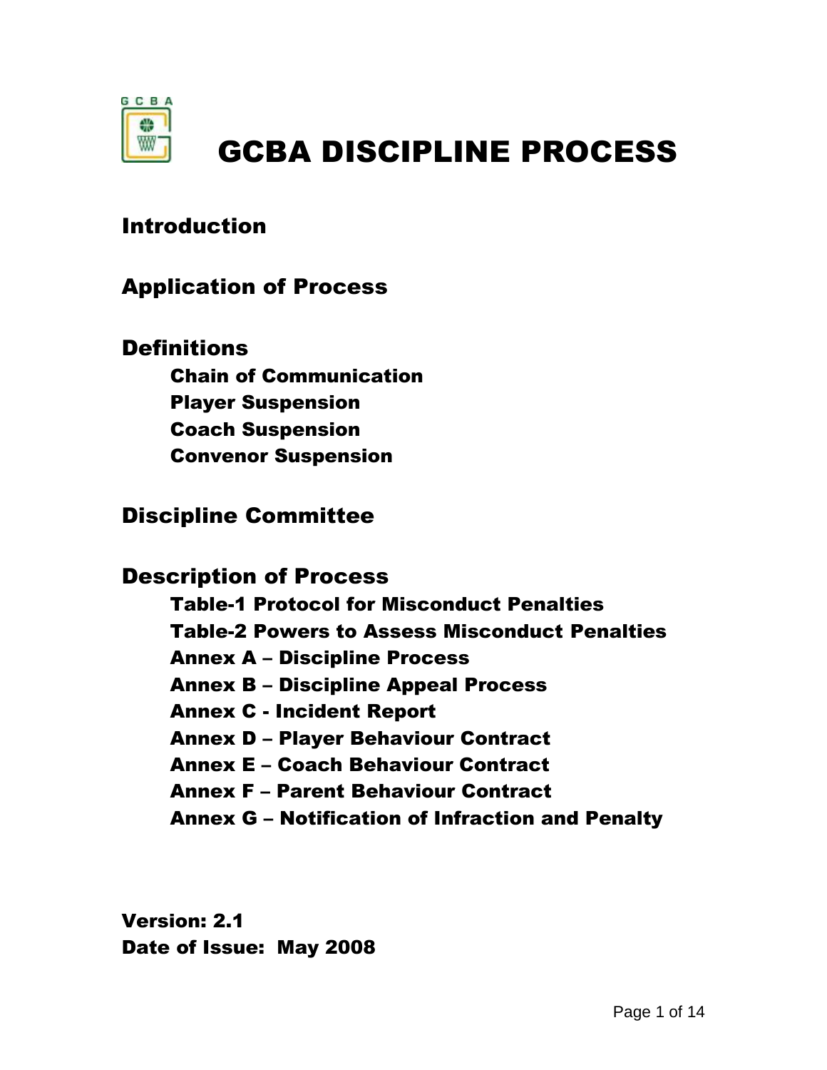# GCBA DISCIPLINE PROCESS

## Introduction

## Application of Process

## Definitions

### Chain of Communication
### Player Suspension
### Coach Suspension
### Convenor Suspension

## Discipline Committee

## Description of Process

### Table-1 Protocol for Misconduct Penalties
### Table-2 Powers to Assess Misconduct Penalties
### Annex A – Discipline Process
### Annex B – Discipline Appeal Process
### Annex C - Incident Report
### Annex D – Player Behaviour Contract
### Annex E – Coach Behaviour Contract
### Annex F – Parent Behaviour Contract
### Annex G – Notification of Infraction and Penalty

**Version: 2.1**
**Date of Issue: May 2008**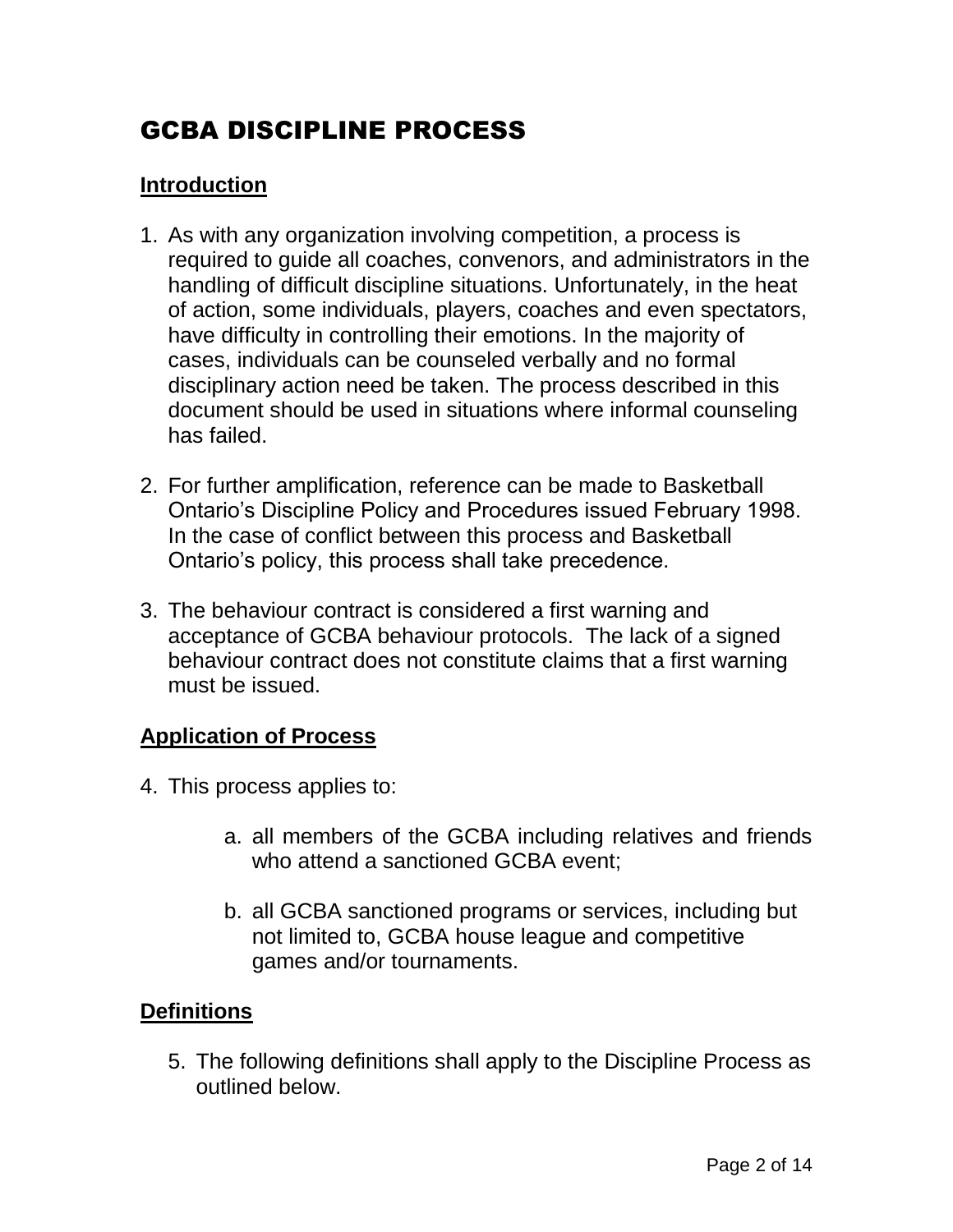# GCBA DISCIPLINE PROCESS

## Introduction

1. As with any organization involving competition, a process is required to guide all coaches, convenors, and administrators in the handling of difficult discipline situations. Unfortunately, in the heat of action, some individuals, players, coaches and even spectators, have difficulty in controlling their emotions. In the majority of cases, individuals can be counseled verbally and no formal disciplinary action need be taken. The process described in this document should be used in situations where informal counseling has failed.

2. For further amplification, reference can be made to Basketball Ontario's Discipline Policy and Procedures issued February 1998. In the case of conflict between this process and Basketball Ontario's policy, this process shall take precedence.

3. The behaviour contract is considered a first warning and acceptance of GCBA behaviour protocols. The lack of a signed behaviour contract does not constitute claims that a first warning must be issued.

## Application of Process

4. This process applies to:

    a. all members of the GCBA including relatives and friends who attend a sanctioned GCBA event;

    b. all GCBA sanctioned programs or services, including but not limited to, GCBA house league and competitive games and/or tournaments.

## Definitions

5. The following definitions shall apply to the Discipline Process as outlined below.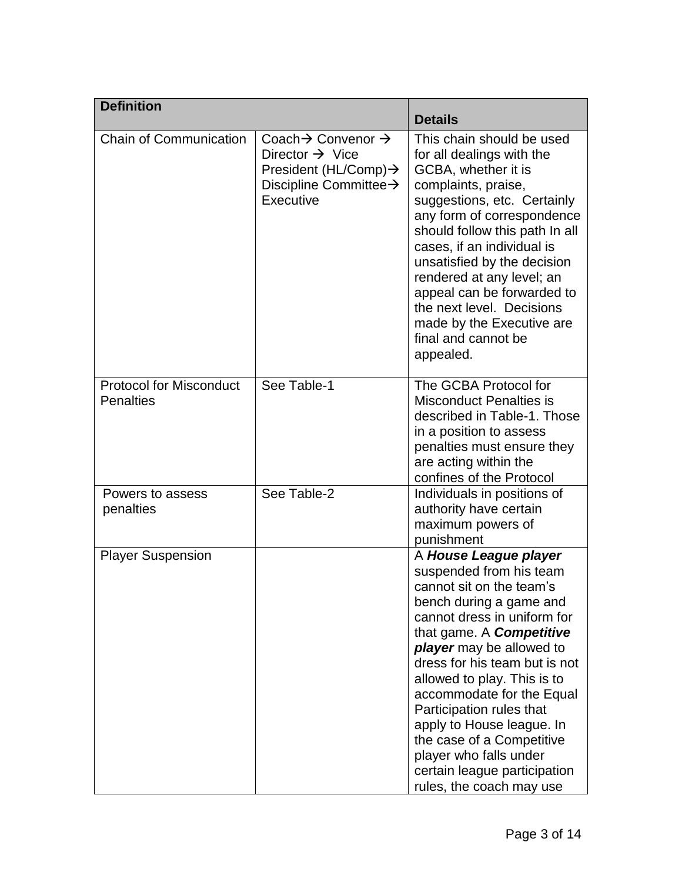| Definition | | Details |
|---|---|---|
| Chain of Communication | Coach→ Convenor → Director → Vice President (HL/Comp)→ Discipline Committee→ Executive | This chain should be used for all dealings with the GCBA, whether it is complaints, praise, suggestions, etc. Certainly any form of correspondence should follow this path In all cases, if an individual is unsatisfied by the decision rendered at any level; an appeal can be forwarded to the next level. Decisions made by the Executive are final and cannot be appealed. |
| Protocol for Misconduct Penalties | See Table-1 | The GCBA Protocol for Misconduct Penalties is described in Table-1. Those in a position to assess penalties must ensure they are acting within the confines of the Protocol |
| Powers to assess penalties | See Table-2 | Individuals in positions of authority have certain maximum powers of punishment |
| Player Suspension | | A ***House League player*** suspended from his team cannot sit on the team's bench during a game and cannot dress in uniform for that game. A ***Competitive player*** may be allowed to dress for his team but is not allowed to play. This is to accommodate for the Equal Participation rules that apply to House league. In the case of a Competitive player who falls under certain league participation rules, the coach may use |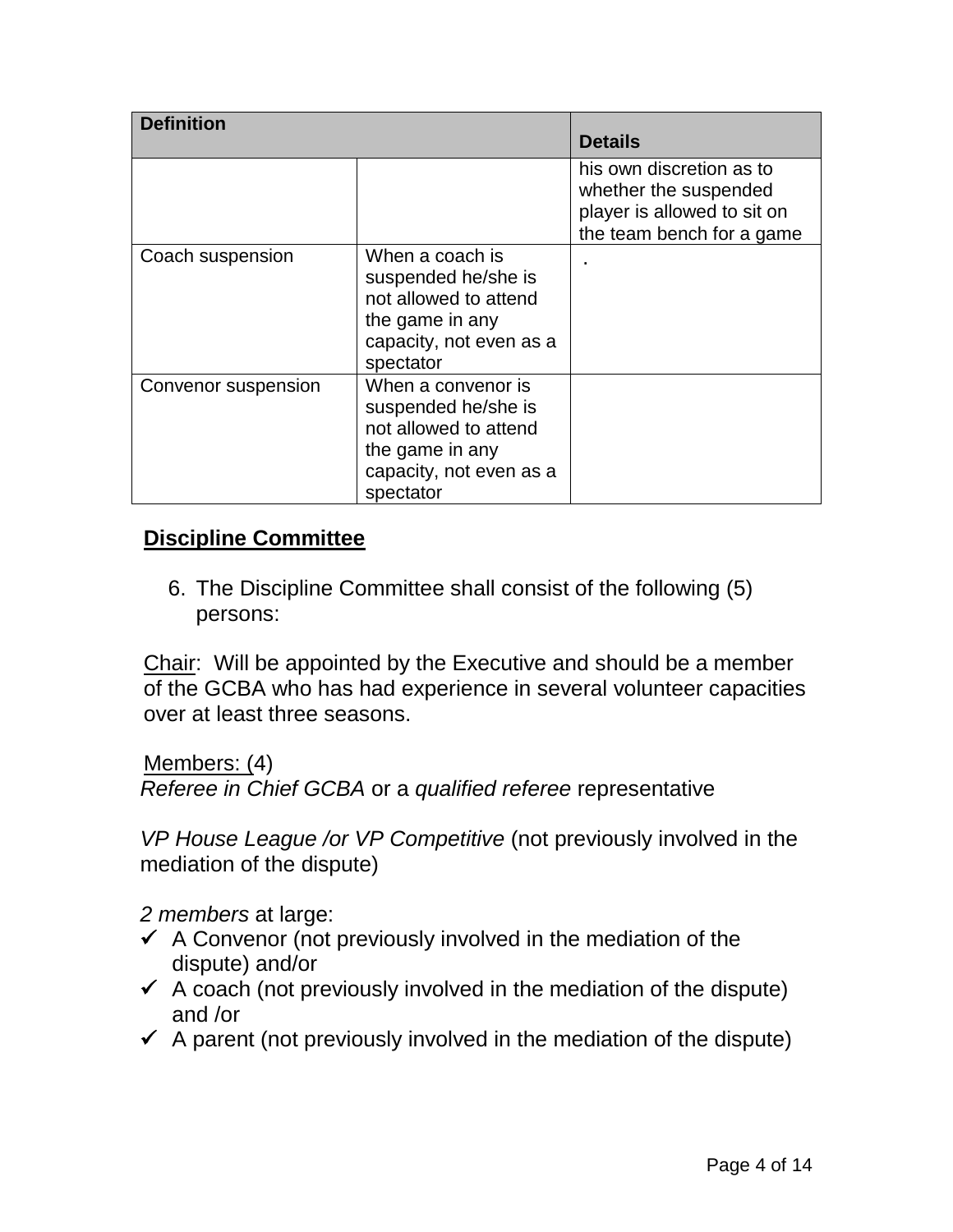| Definition | | Details |
|---|---|---|
| | | his own discretion as to whether the suspended player is allowed to sit on the team bench for a game |
| Coach suspension | When a coach is suspended he/she is not allowed to attend the game in any capacity, not even as a spectator | . |
| Convenor suspension | When a convenor is suspended he/she is not allowed to attend the game in any capacity, not even as a spectator | |

## Discipline Committee

6. The Discipline Committee shall consist of the following (5) persons:

Chair: Will be appointed by the Executive and should be a member of the GCBA who has had experience in several volunteer capacities over at least three seasons.

Members: (4)
*Referee in Chief GCBA* or a *qualified referee* representative

*VP House League /or VP Competitive* (not previously involved in the mediation of the dispute)

*2 members* at large:

- ✓ A Convenor (not previously involved in the mediation of the dispute) and/or
- ✓ A coach (not previously involved in the mediation of the dispute) and /or
- ✓ A parent (not previously involved in the mediation of the dispute)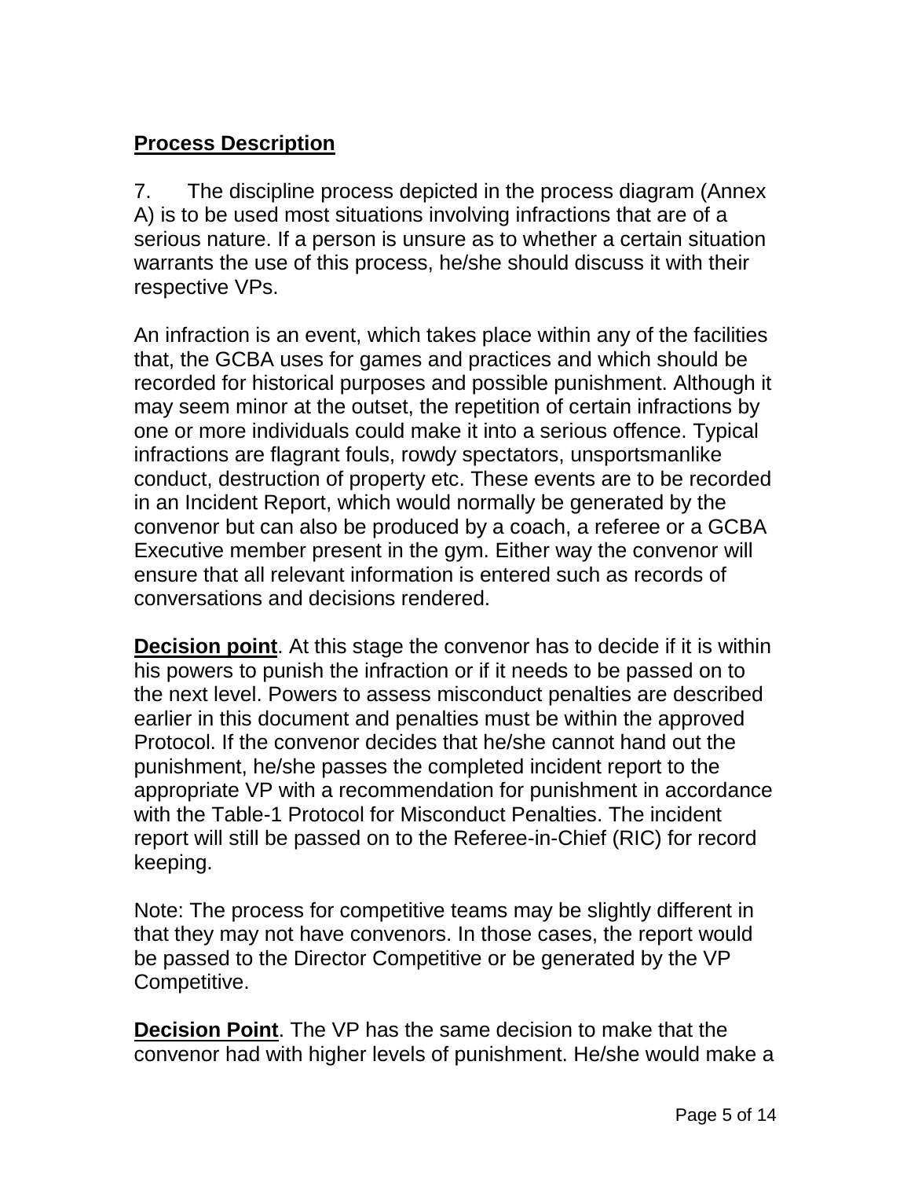## **Process Description**

7. The discipline process depicted in the process diagram (Annex A) is to be used most situations involving infractions that are of a serious nature. If a person is unsure as to whether a certain situation warrants the use of this process, he/she should discuss it with their respective VPs.

An infraction is an event, which takes place within any of the facilities that, the GCBA uses for games and practices and which should be recorded for historical purposes and possible punishment. Although it may seem minor at the outset, the repetition of certain infractions by one or more individuals could make it into a serious offence. Typical infractions are flagrant fouls, rowdy spectators, unsportsmanlike conduct, destruction of property etc. These events are to be recorded in an Incident Report, which would normally be generated by the convenor but can also be produced by a coach, a referee or a GCBA Executive member present in the gym. Either way the convenor will ensure that all relevant information is entered such as records of conversations and decisions rendered.

**Decision point**. At this stage the convenor has to decide if it is within his powers to punish the infraction or if it needs to be passed on to the next level. Powers to assess misconduct penalties are described earlier in this document and penalties must be within the approved Protocol. If the convenor decides that he/she cannot hand out the punishment, he/she passes the completed incident report to the appropriate VP with a recommendation for punishment in accordance with the Table-1 Protocol for Misconduct Penalties. The incident report will still be passed on to the Referee-in-Chief (RIC) for record keeping.

Note: The process for competitive teams may be slightly different in that they may not have convenors. In those cases, the report would be passed to the Director Competitive or be generated by the VP Competitive.

**Decision Point**. The VP has the same decision to make that the convenor had with higher levels of punishment. He/she would make a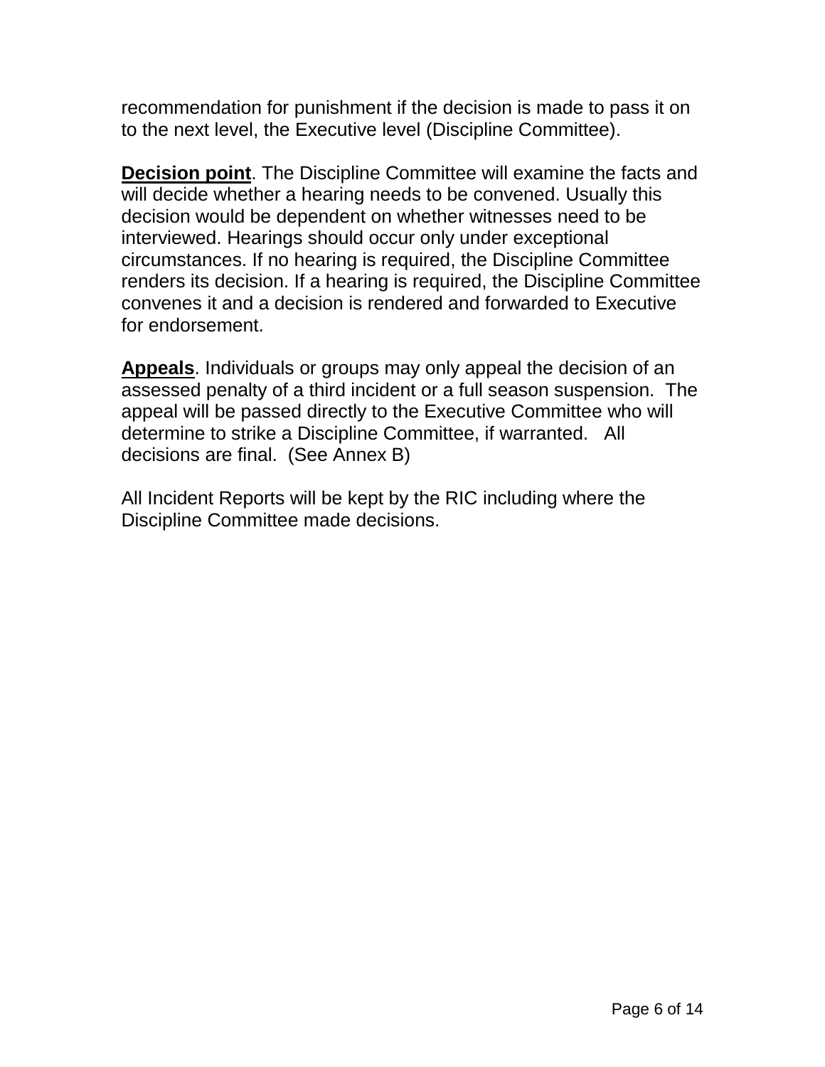recommendation for punishment if the decision is made to pass it on to the next level, the Executive level (Discipline Committee).

**Decision point**. The Discipline Committee will examine the facts and will decide whether a hearing needs to be convened. Usually this decision would be dependent on whether witnesses need to be interviewed. Hearings should occur only under exceptional circumstances. If no hearing is required, the Discipline Committee renders its decision. If a hearing is required, the Discipline Committee convenes it and a decision is rendered and forwarded to Executive for endorsement.

**Appeals**. Individuals or groups may only appeal the decision of an assessed penalty of a third incident or a full season suspension. The appeal will be passed directly to the Executive Committee who will determine to strike a Discipline Committee, if warranted. All decisions are final. (See Annex B)

All Incident Reports will be kept by the RIC including where the Discipline Committee made decisions.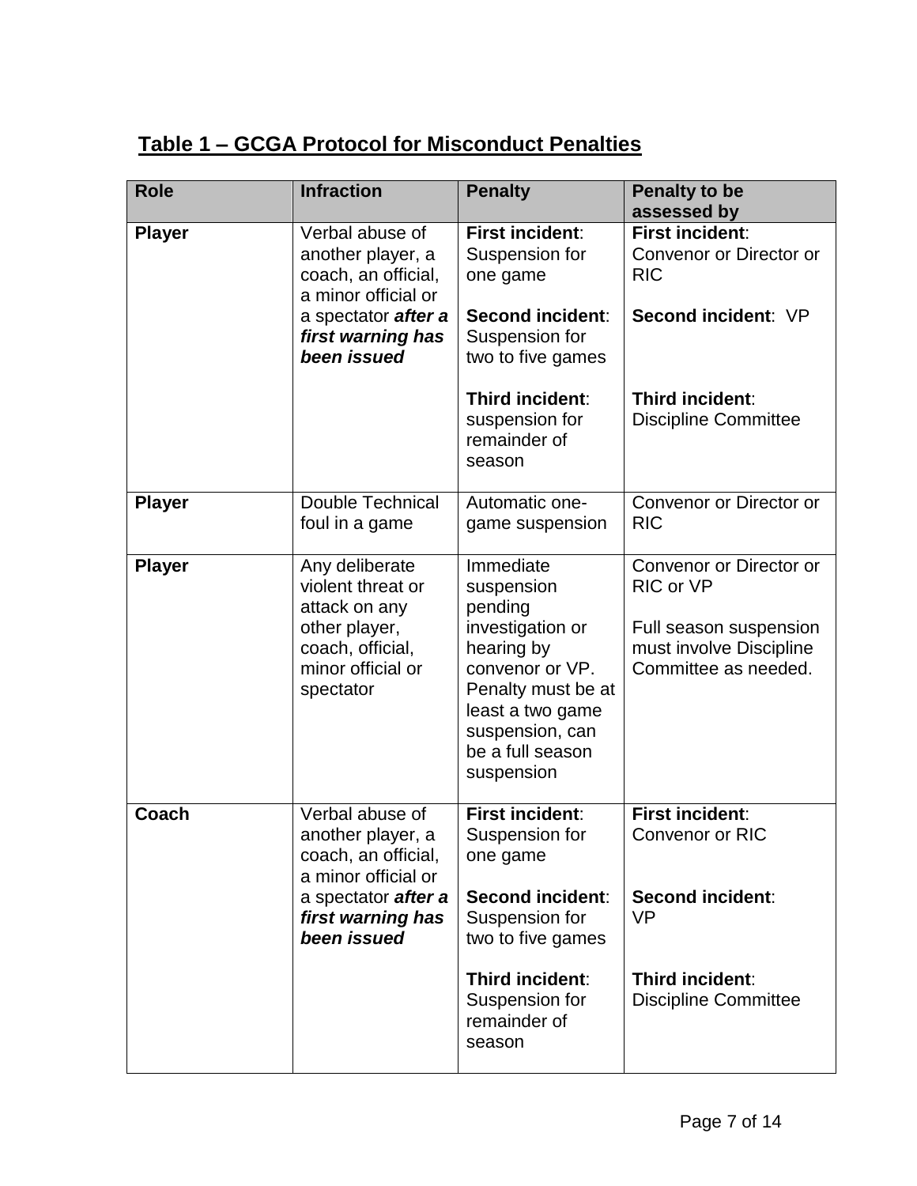## Table 1 – GCGA Protocol for Misconduct Penalties

| Role | Infraction | Penalty | Penalty to be assessed by |
|---|---|---|---|
| **Player** | Verbal abuse of another player, a coach, an official, a minor official or a spectator ***after a first warning has been issued*** | **First incident**: Suspension for one game<br><br>**Second incident**: Suspension for two to five games<br><br>**Third incident**: suspension for remainder of season | **First incident**: Convenor or Director or RIC<br><br>**Second incident**: VP<br><br>**Third incident**: Discipline Committee |
| **Player** | Double Technical foul in a game | Automatic one-game suspension | Convenor or Director or RIC |
| **Player** | Any deliberate violent threat or attack on any other player, coach, official, minor official or spectator | Immediate suspension pending investigation or hearing by convenor or VP. Penalty must be at least a two game suspension, can be a full season suspension | Convenor or Director or RIC or VP<br><br>Full season suspension must involve Discipline Committee as needed. |
| **Coach** | Verbal abuse of another player, a coach, an official, a minor official or a spectator ***after a first warning has been issued*** | **First incident**: Suspension for one game<br><br>**Second incident**: Suspension for two to five games<br><br>**Third incident**: Suspension for remainder of season | **First incident**: Convenor or RIC<br><br>**Second incident**: VP<br><br>**Third incident**: Discipline Committee |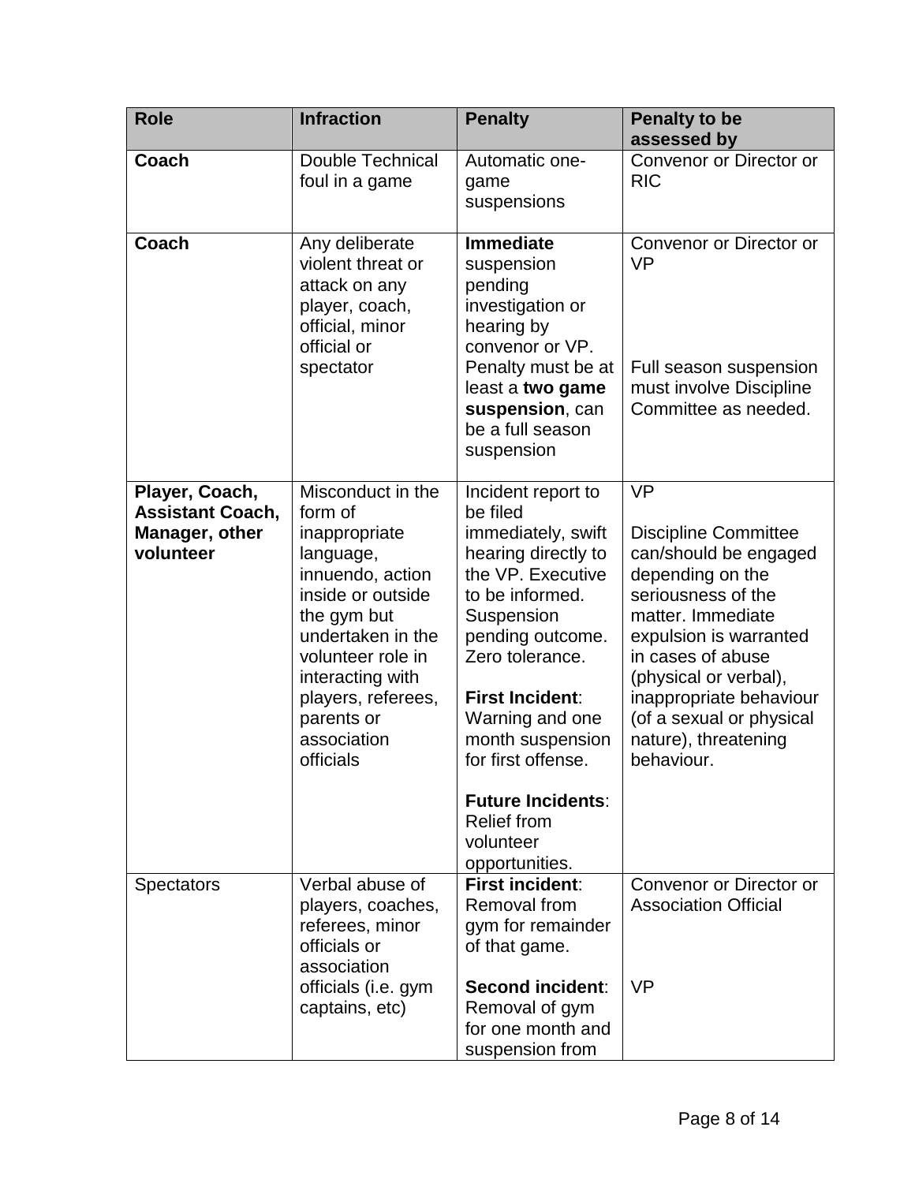| Role | Infraction | Penalty | Penalty to be assessed by |
|---|---|---|---|
| **Coach** | Double Technical foul in a game | Automatic one-game suspensions | Convenor or Director or RIC |
| **Coach** | Any deliberate violent threat or attack on any player, coach, official, minor official or spectator | **Immediate** suspension pending investigation or hearing by convenor or VP. Penalty must be at least a **two game suspension**, can be a full season suspension | Convenor or Director or VP<br><br>Full season suspension must involve Discipline Committee as needed. |
| **Player, Coach, Assistant Coach, Manager, other volunteer** | Misconduct in the form of inappropriate language, innuendo, action inside or outside the gym but undertaken in the volunteer role in interacting with players, referees, parents or association officials | Incident report to be filed immediately, swift hearing directly to the VP. Executive to be informed. Suspension pending outcome. Zero tolerance.<br><br>**First Incident**: Warning and one month suspension for first offense.<br><br>**Future Incidents**: Relief from volunteer opportunities. | VP<br><br>Discipline Committee can/should be engaged depending on the seriousness of the matter. Immediate expulsion is warranted in cases of abuse (physical or verbal), inappropriate behaviour (of a sexual or physical nature), threatening behaviour. |
| Spectators | Verbal abuse of players, coaches, referees, minor officials or association officials (i.e. gym captains, etc) | **First incident**: Removal from gym for remainder of that game.<br><br>**Second incident**: Removal of gym for one month and suspension from | Convenor or Director or Association Official<br><br>VP |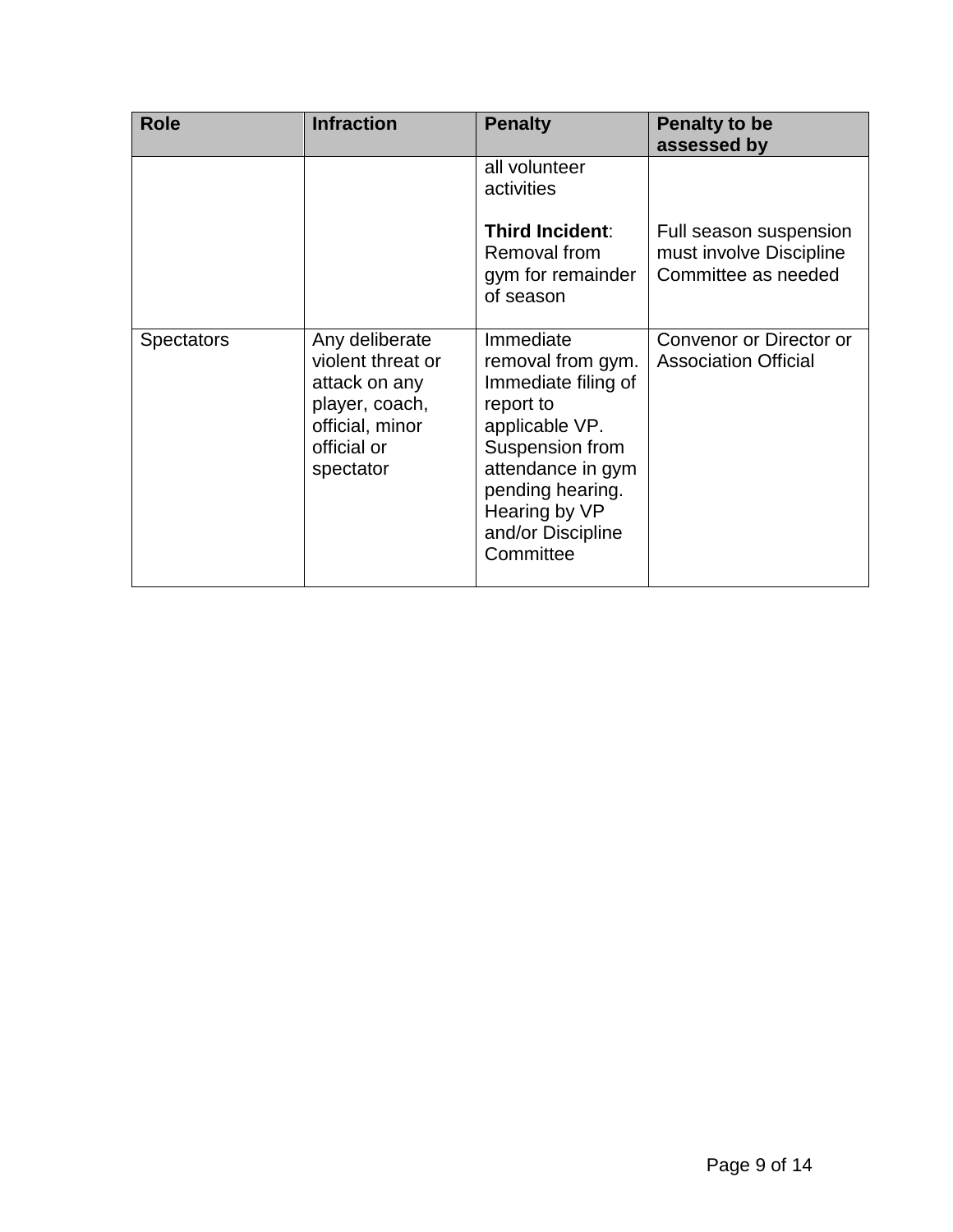| Role | Infraction | Penalty | Penalty to be assessed by |
| --- | --- | --- | --- |
| | | all volunteer activities<br><br>**Third Incident**: Removal from gym for remainder of season | <br><br>Full season suspension must involve Discipline Committee as needed |
| Spectators | Any deliberate violent threat or attack on any player, coach, official, minor official or spectator | Immediate removal from gym. Immediate filing of report to applicable VP. Suspension from attendance in gym pending hearing. Hearing by VP and/or Discipline Committee | Convenor or Director or Association Official |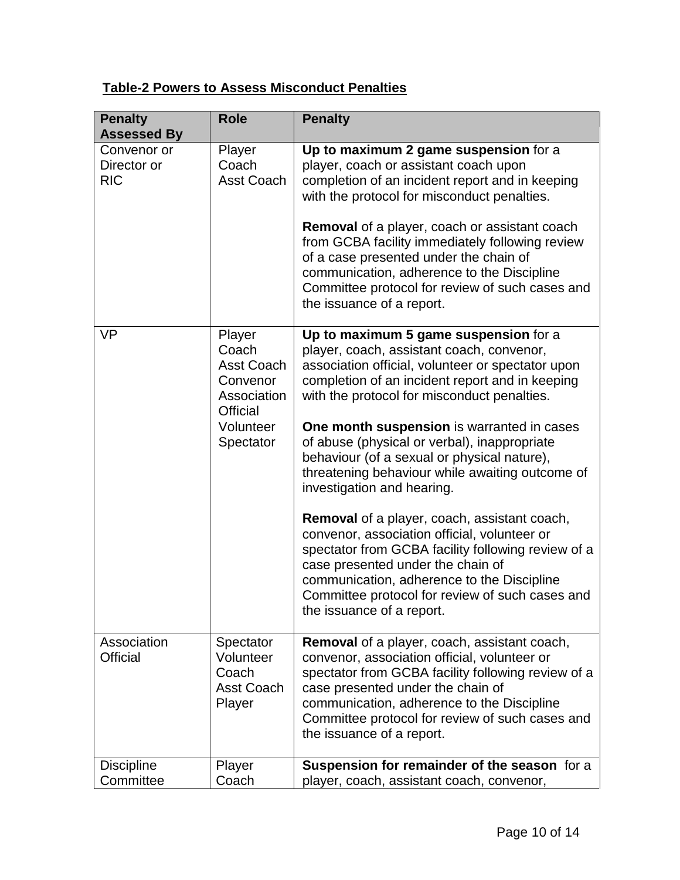**Table-2 Powers to Assess Misconduct Penalties**

| Penalty Assessed By | Role | Penalty |
|---|---|---|
| Convenor or Director or RIC | Player<br>Coach<br>Asst Coach | **Up to maximum 2 game suspension** for a player, coach or assistant coach upon completion of an incident report and in keeping with the protocol for misconduct penalties.<br><br>**Removal** of a player, coach or assistant coach from GCBA facility immediately following review of a case presented under the chain of communication, adherence to the Discipline Committee protocol for review of such cases and the issuance of a report. |
| VP | Player<br>Coach<br>Asst Coach<br>Convenor<br>Association Official<br>Volunteer<br>Spectator | **Up to maximum 5 game suspension** for a player, coach, assistant coach, convenor, association official, volunteer or spectator upon completion of an incident report and in keeping with the protocol for misconduct penalties.<br><br>**One month suspension** is warranted in cases of abuse (physical or verbal), inappropriate behaviour (of a sexual or physical nature), threatening behaviour while awaiting outcome of investigation and hearing.<br><br>**Removal** of a player, coach, assistant coach, convenor, association official, volunteer or spectator from GCBA facility following review of a case presented under the chain of communication, adherence to the Discipline Committee protocol for review of such cases and the issuance of a report. |
| Association Official | Spectator<br>Volunteer<br>Coach<br>Asst Coach<br>Player | **Removal** of a player, coach, assistant coach, convenor, association official, volunteer or spectator from GCBA facility following review of a case presented under the chain of communication, adherence to the Discipline Committee protocol for review of such cases and the issuance of a report. |
| Discipline Committee | Player<br>Coach | **Suspension for remainder of the season** for a player, coach, assistant coach, convenor, |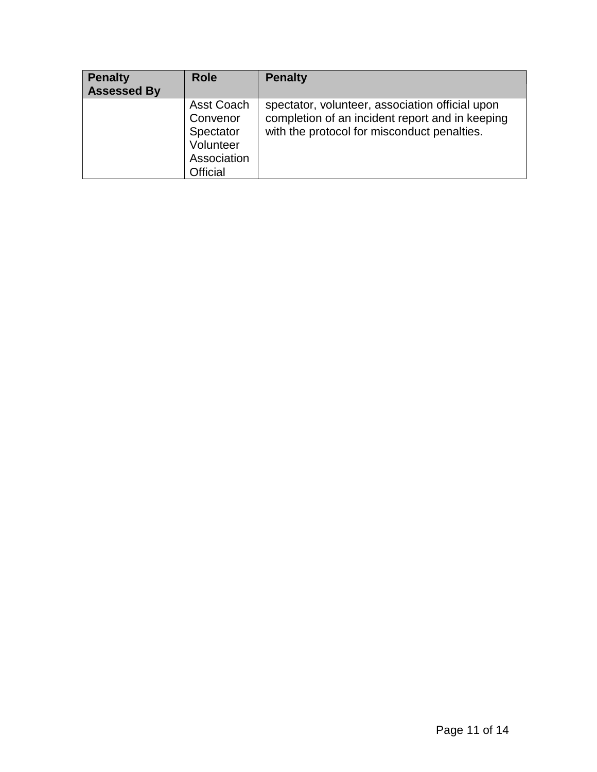| Penalty Assessed By | Role | Penalty |
|---|---|---|
| | Asst Coach Convenor Spectator Volunteer Association Official | spectator, volunteer, association official upon completion of an incident report and in keeping with the protocol for misconduct penalties. |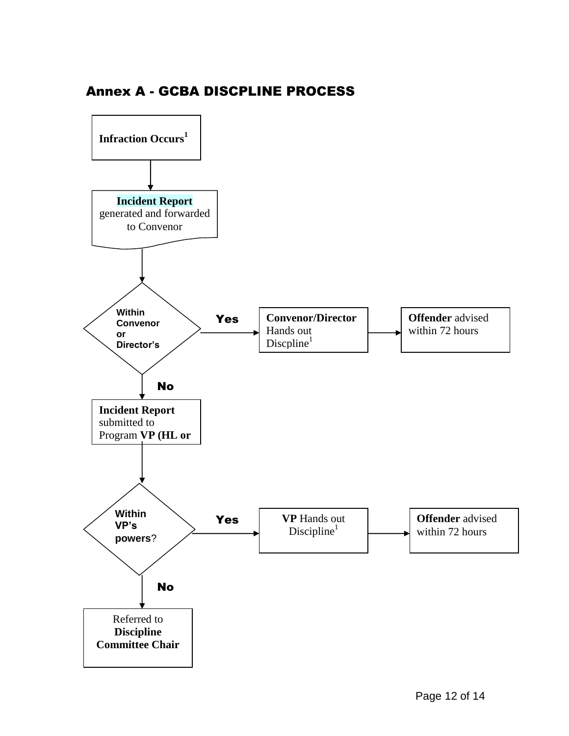## Annex A - GCBA DISCPLINE PROCESS

**Infraction Occurs**[1]

↓

**Incident Report** generated and forwarded to Convenor

↓

**Within Convenor or Director's**

- **Yes** → **Convenor/Director** Hands out Discpline[1] → **Offender** advised within 72 hours
- **No** ↓

**Incident Report** submitted to Program **VP (HL or**

↓

**Within VP's powers**?

- **Yes** → **VP** Hands out Discipline[1] → **Offender** advised within 72 hours
- **No** ↓

Referred to **Discipline Committee Chair**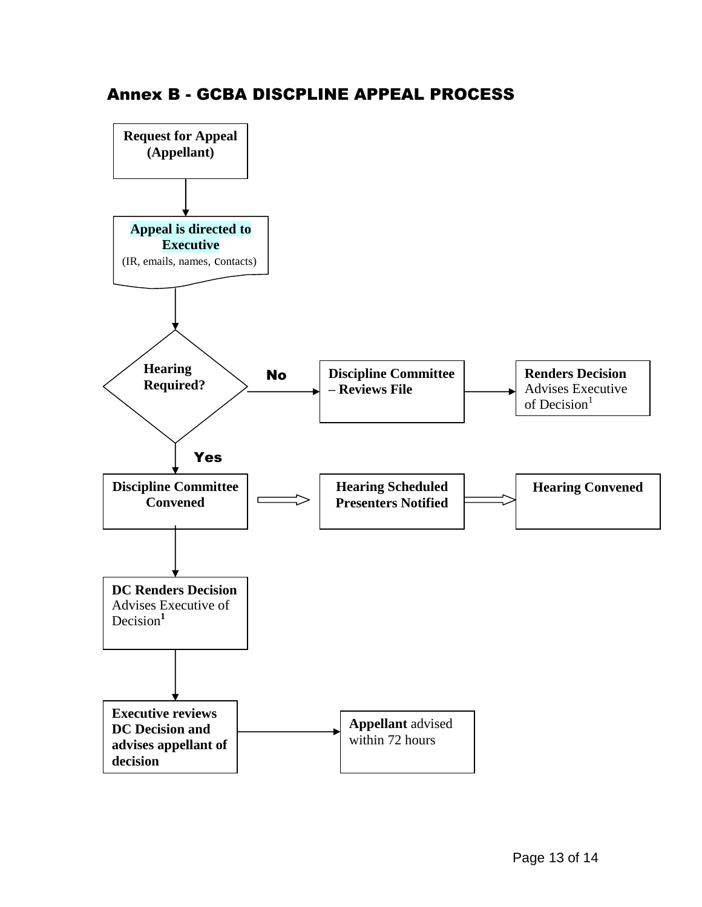## Annex B - GCBA DISCPLINE APPEAL PROCESS

**Request for Appeal (Appellant)**

↓

**Appeal is directed to Executive**
(IR, emails, names, contacts)

↓

**Hearing Required?**

- **No** → **Discipline Committee – Reviews File** → **Renders Decision** Advises Executive of Decision[1]
- **Yes** ↓

**Discipline Committee Convened** ⇒ **Hearing Scheduled Presenters Notified** ⇒ **Hearing Convened**

↓

**DC Renders Decision** Advises Executive of Decision[1]

↓

**Executive reviews DC Decision and advises appellant of decision** → **Appellant** advised within 72 hours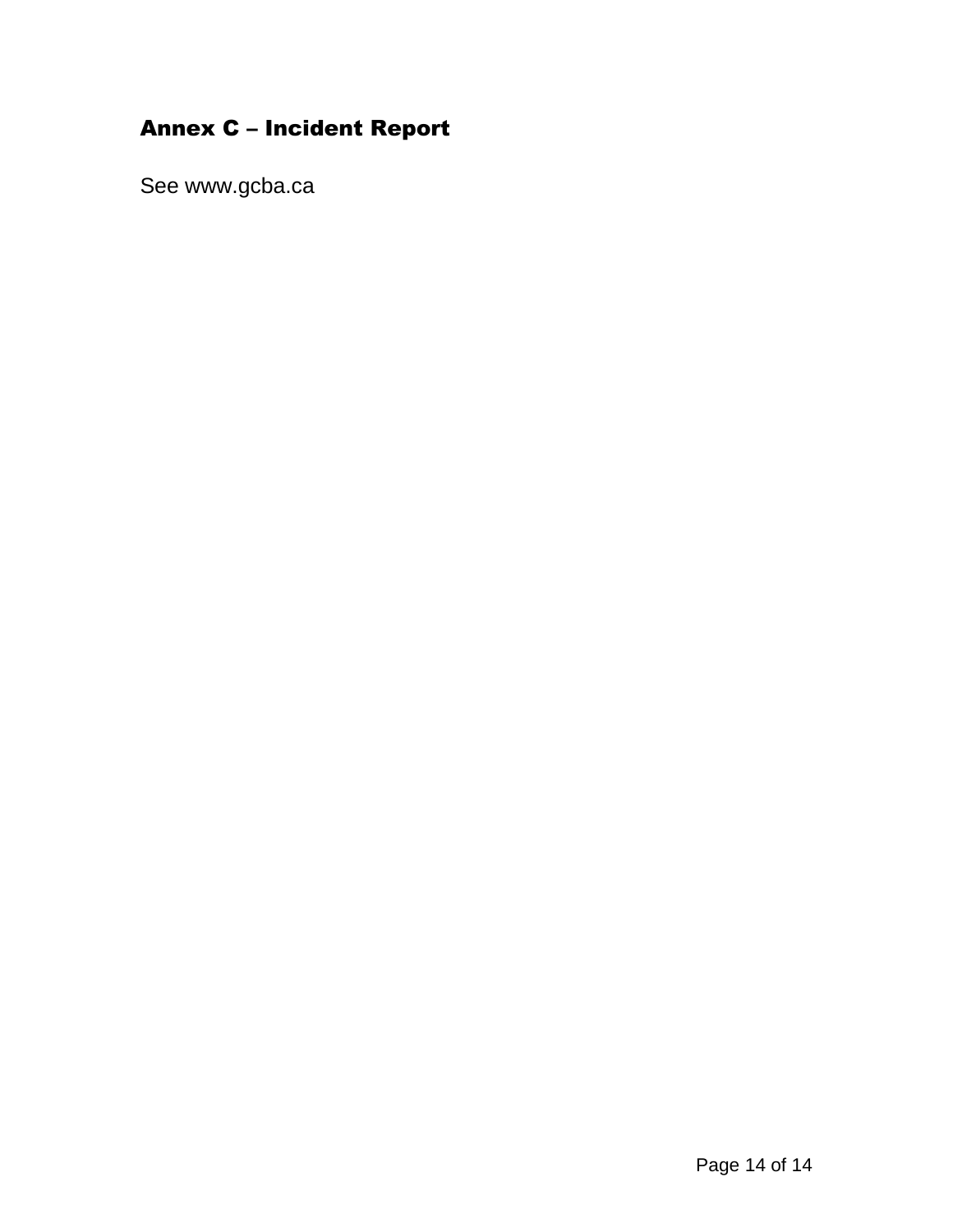## Annex C – Incident Report

See www.gcba.ca